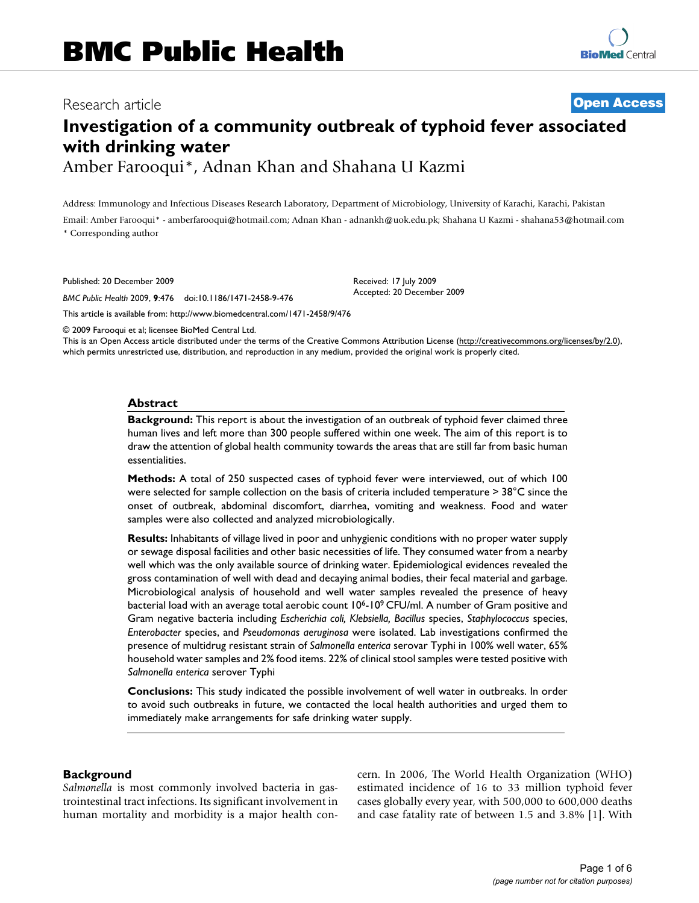# BMC Public Health

Research article **Open Access**

# Investigation of a community outbreak of typhoid fever associated with drinking water

Amber Farooqui*, Adnan Khan and Shahana U Kazmi

Address: Immunology and Infectious Diseases Research Laboratory, Department of Microbiology, University of Karachi, Karachi, Pakistan

Email: Amber Farooqui* - amberfarooqui@hotmail.com; Adnan Khan - adnankh@uok.edu.pk; Shahana U Kazmi - shahana53@hotmail.com

* Corresponding author

Published: 20 December 2009

*BMC Public Health* 2009, **9**:476 doi:10.1186/1471-2458-9-476

Received: 17 July 2009
Accepted: 20 December 2009

This article is available from: http://www.biomedcentral.com/1471-2458/9/476

© 2009 Farooqui et al; licensee BioMed Central Ltd.

This is an Open Access article distributed under the terms of the Creative Commons Attribution License (http://creativecommons.org/licenses/by/2.0), which permits unrestricted use, distribution, and reproduction in any medium, provided the original work is properly cited.

## Abstract

**Background:** This report is about the investigation of an outbreak of typhoid fever claimed three human lives and left more than 300 people suffered within one week. The aim of this report is to draw the attention of global health community towards the areas that are still far from basic human essentialities.

**Methods:** A total of 250 suspected cases of typhoid fever were interviewed, out of which 100 were selected for sample collection on the basis of criteria included temperature > 38°C since the onset of outbreak, abdominal discomfort, diarrhea, vomiting and weakness. Food and water samples were also collected and analyzed microbiologically.

**Results:** Inhabitants of village lived in poor and unhygienic conditions with no proper water supply or sewage disposal facilities and other basic necessities of life. They consumed water from a nearby well which was the only available source of drinking water. Epidemiological evidences revealed the gross contamination of well with dead and decaying animal bodies, their fecal material and garbage. Microbiological analysis of household and well water samples revealed the presence of heavy bacterial load with an average total aerobic count $10^6$-$10^9$ CFU/ml. A number of Gram positive and Gram negative bacteria including *Escherichia coli, Klebsiella, Bacillus* species, *Staphylococcus* species, *Enterobacter* species, and *Pseudomonas aeruginosa* were isolated. Lab investigations confirmed the presence of multidrug resistant strain of *Salmonella enterica* serovar Typhi in 100% well water, 65% household water samples and 2% food items. 22% of clinical stool samples were tested positive with *Salmonella enterica* serover Typhi

**Conclusions:** This study indicated the possible involvement of well water in outbreaks. In order to avoid such outbreaks in future, we contacted the local health authorities and urged them to immediately make arrangements for safe drinking water supply.

## Background

*Salmonella* is most commonly involved bacteria in gastrointestinal tract infections. Its significant involvement in human mortality and morbidity is a major health concern. In 2006, The World Health Organization (WHO) estimated incidence of 16 to 33 million typhoid fever cases globally every year, with 500,000 to 600,000 deaths and case fatality rate of between 1.5 and 3.8% [1]. With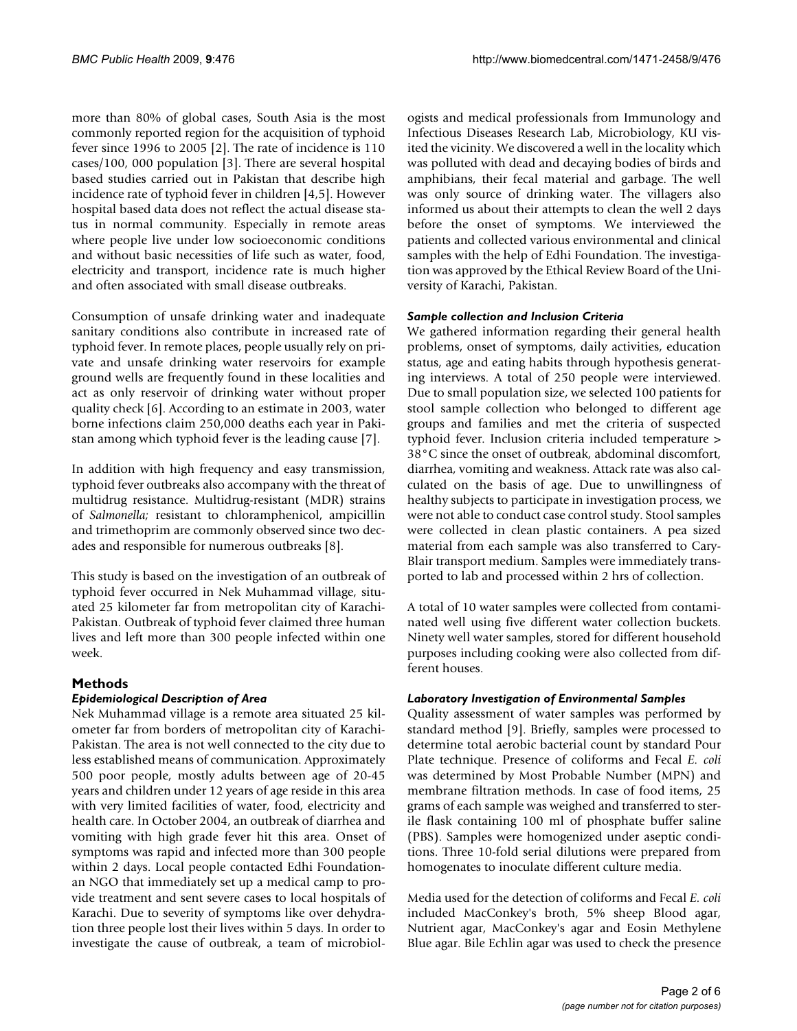more than 80% of global cases, South Asia is the most commonly reported region for the acquisition of typhoid fever since 1996 to 2005 [2]. The rate of incidence is 110 cases/100, 000 population [3]. There are several hospital based studies carried out in Pakistan that describe high incidence rate of typhoid fever in children [4,5]. However hospital based data does not reflect the actual disease status in normal community. Especially in remote areas where people live under low socioeconomic conditions and without basic necessities of life such as water, food, electricity and transport, incidence rate is much higher and often associated with small disease outbreaks.

Consumption of unsafe drinking water and inadequate sanitary conditions also contribute in increased rate of typhoid fever. In remote places, people usually rely on private and unsafe drinking water reservoirs for example ground wells are frequently found in these localities and act as only reservoir of drinking water without proper quality check [6]. According to an estimate in 2003, water borne infections claim 250,000 deaths each year in Pakistan among which typhoid fever is the leading cause [7].

In addition with high frequency and easy transmission, typhoid fever outbreaks also accompany with the threat of multidrug resistance. Multidrug-resistant (MDR) strains of *Salmonella;* resistant to chloramphenicol, ampicillin and trimethoprim are commonly observed since two decades and responsible for numerous outbreaks [8].

This study is based on the investigation of an outbreak of typhoid fever occurred in Nek Muhammad village, situated 25 kilometer far from metropolitan city of Karachi-Pakistan. Outbreak of typhoid fever claimed three human lives and left more than 300 people infected within one week.

## Methods

### *Epidemiological Description of Area*

Nek Muhammad village is a remote area situated 25 kilometer far from borders of metropolitan city of Karachi-Pakistan. The area is not well connected to the city due to less established means of communication. Approximately 500 poor people, mostly adults between age of 20-45 years and children under 12 years of age reside in this area with very limited facilities of water, food, electricity and health care. In October 2004, an outbreak of diarrhea and vomiting with high grade fever hit this area. Onset of symptoms was rapid and infected more than 300 people within 2 days. Local people contacted Edhi Foundation-an NGO that immediately set up a medical camp to provide treatment and sent severe cases to local hospitals of Karachi. Due to severity of symptoms like over dehydration three people lost their lives within 5 days. In order to investigate the cause of outbreak, a team of microbiologists and medical professionals from Immunology and Infectious Diseases Research Lab, Microbiology, KU visited the vicinity. We discovered a well in the locality which was polluted with dead and decaying bodies of birds and amphibians, their fecal material and garbage. The well was only source of drinking water. The villagers also informed us about their attempts to clean the well 2 days before the onset of symptoms. We interviewed the patients and collected various environmental and clinical samples with the help of Edhi Foundation. The investigation was approved by the Ethical Review Board of the University of Karachi, Pakistan.

### *Sample collection and Inclusion Criteria*

We gathered information regarding their general health problems, onset of symptoms, daily activities, education status, age and eating habits through hypothesis generating interviews. A total of 250 people were interviewed. Due to small population size, we selected 100 patients for stool sample collection who belonged to different age groups and families and met the criteria of suspected typhoid fever. Inclusion criteria included temperature > 38°C since the onset of outbreak, abdominal discomfort, diarrhea, vomiting and weakness. Attack rate was also calculated on the basis of age. Due to unwillingness of healthy subjects to participate in investigation process, we were not able to conduct case control study. Stool samples were collected in clean plastic containers. A pea sized material from each sample was also transferred to Cary-Blair transport medium. Samples were immediately transported to lab and processed within 2 hrs of collection.

A total of 10 water samples were collected from contaminated well using five different water collection buckets. Ninety well water samples, stored for different household purposes including cooking were also collected from different houses.

### *Laboratory Investigation of Environmental Samples*

Quality assessment of water samples was performed by standard method [9]. Briefly, samples were processed to determine total aerobic bacterial count by standard Pour Plate technique. Presence of coliforms and Fecal *E. coli* was determined by Most Probable Number (MPN) and membrane filtration methods. In case of food items, 25 grams of each sample was weighed and transferred to sterile flask containing 100 ml of phosphate buffer saline (PBS). Samples were homogenized under aseptic conditions. Three 10-fold serial dilutions were prepared from homogenates to inoculate different culture media.

Media used for the detection of coliforms and Fecal *E. coli* included MacConkey's broth, 5% sheep Blood agar, Nutrient agar, MacConkey's agar and Eosin Methylene Blue agar. Bile Echlin agar was used to check the presence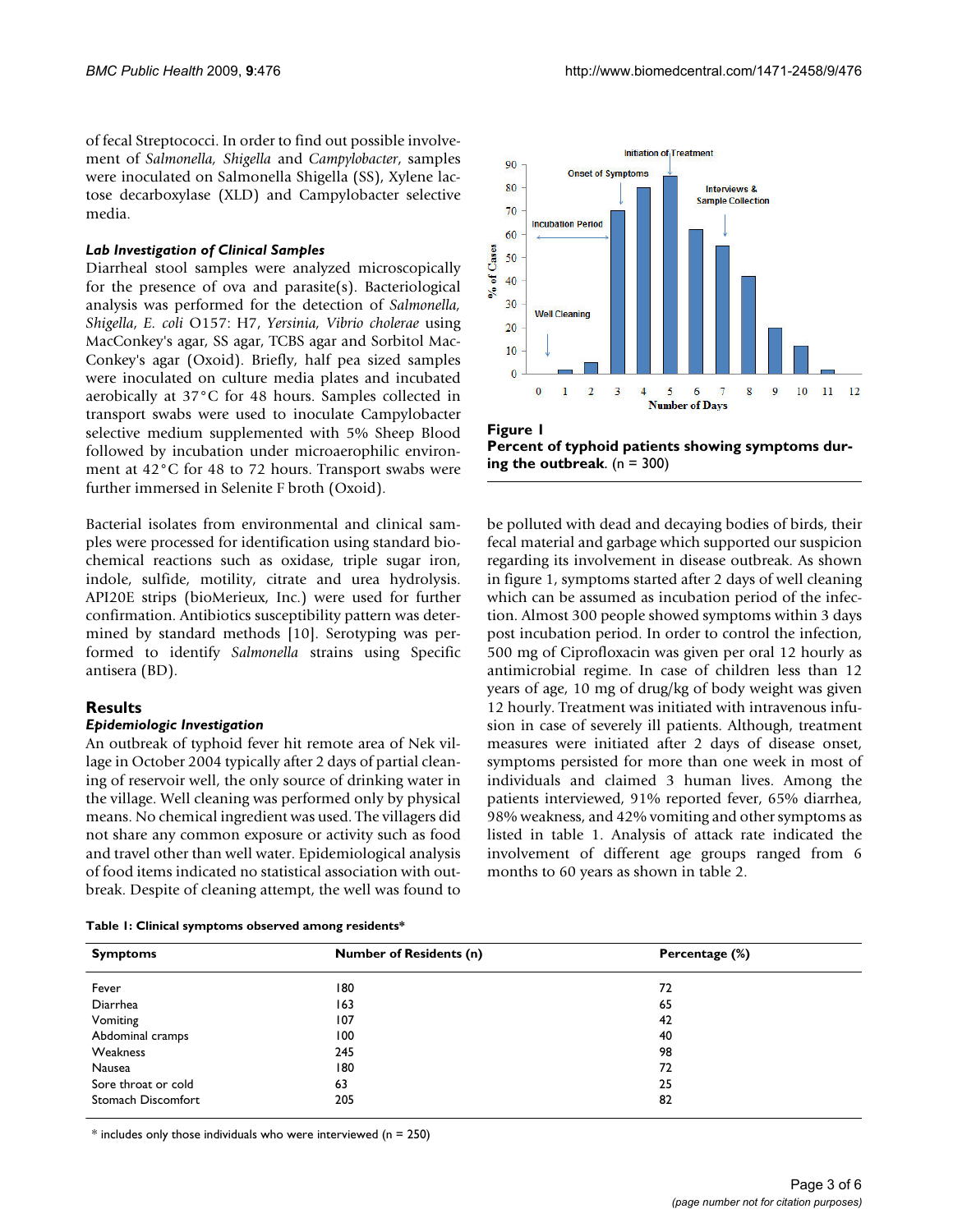of fecal Streptococci. In order to find out possible involvement of *Salmonella, Shigella* and *Campylobacter*, samples were inoculated on Salmonella Shigella (SS), Xylene lactose decarboxylase (XLD) and Campylobacter selective media.

### *Lab Investigation of Clinical Samples*

Diarrheal stool samples were analyzed microscopically for the presence of ova and parasite(s). Bacteriological analysis was performed for the detection of *Salmonella, Shigella, E. coli* O157: H7, *Yersinia, Vibrio cholerae* using MacConkey's agar, SS agar, TCBS agar and Sorbitol MacConkey's agar (Oxoid). Briefly, half pea sized samples were inoculated on culture media plates and incubated aerobically at 37°C for 48 hours. Samples collected in transport swabs were used to inoculate Campylobacter selective medium supplemented with 5% Sheep Blood followed by incubation under microaerophilic environment at 42°C for 48 to 72 hours. Transport swabs were further immersed in Selenite F broth (Oxoid).

Bacterial isolates from environmental and clinical samples were processed for identification using standard biochemical reactions such as oxidase, triple sugar iron, indole, sulfide, motility, citrate and urea hydrolysis. API20E strips (bioMerieux, Inc.) were used for further confirmation. Antibiotics susceptibility pattern was determined by standard methods [10]. Serotyping was performed to identify *Salmonella* strains using Specific antisera (BD).

## Results

### *Epidemiologic Investigation*

An outbreak of typhoid fever hit remote area of Nek village in October 2004 typically after 2 days of partial cleaning of reservoir well, the only source of drinking water in the village. Well cleaning was performed only by physical means. No chemical ingredient was used. The villagers did not share any common exposure or activity such as food and travel other than well water. Epidemiological analysis of food items indicated no statistical association with outbreak. Despite of cleaning attempt, the well was found to be polluted with dead and decaying bodies of birds, their fecal material and garbage which supported our suspicion regarding its involvement in disease outbreak. As shown in figure 1, symptoms started after 2 days of well cleaning which can be assumed as incubation period of the infection. Almost 300 people showed symptoms within 3 days post incubation period. In order to control the infection, 500 mg of Ciprofloxacin was given per oral 12 hourly as antimicrobial regime. In case of children less than 12 years of age, 10 mg of drug/kg of body weight was given 12 hourly. Treatment was initiated with intravenous infusion in case of severely ill patients. Although, treatment measures were initiated after 2 days of disease onset, symptoms persisted for more than one week in most of individuals and claimed 3 human lives. Among the patients interviewed, 91% reported fever, 65% diarrhea, 98% weakness, and 42% vomiting and other symptoms as listed in table 1. Analysis of attack rate indicated the involvement of different age groups ranged from 6 months to 60 years as shown in table 2.

**Figure 1**
**Percent of typhoid patients showing symptoms during the outbreak.** (n = 300)

**Table 1: Clinical symptoms observed among residents***

| Symptoms | Number of Residents (n) | Percentage (%) |
| --- | --- | --- |
| Fever | 180 | 72 |
| Diarrhea | 163 | 65 |
| Vomiting | 107 | 42 |
| Abdominal cramps | 100 | 40 |
| Weakness | 245 | 98 |
| Nausea | 180 | 72 |
| Sore throat or cold | 63 | 25 |
| Stomach Discomfort | 205 | 82 |

* includes only those individuals who were interviewed (n = 250)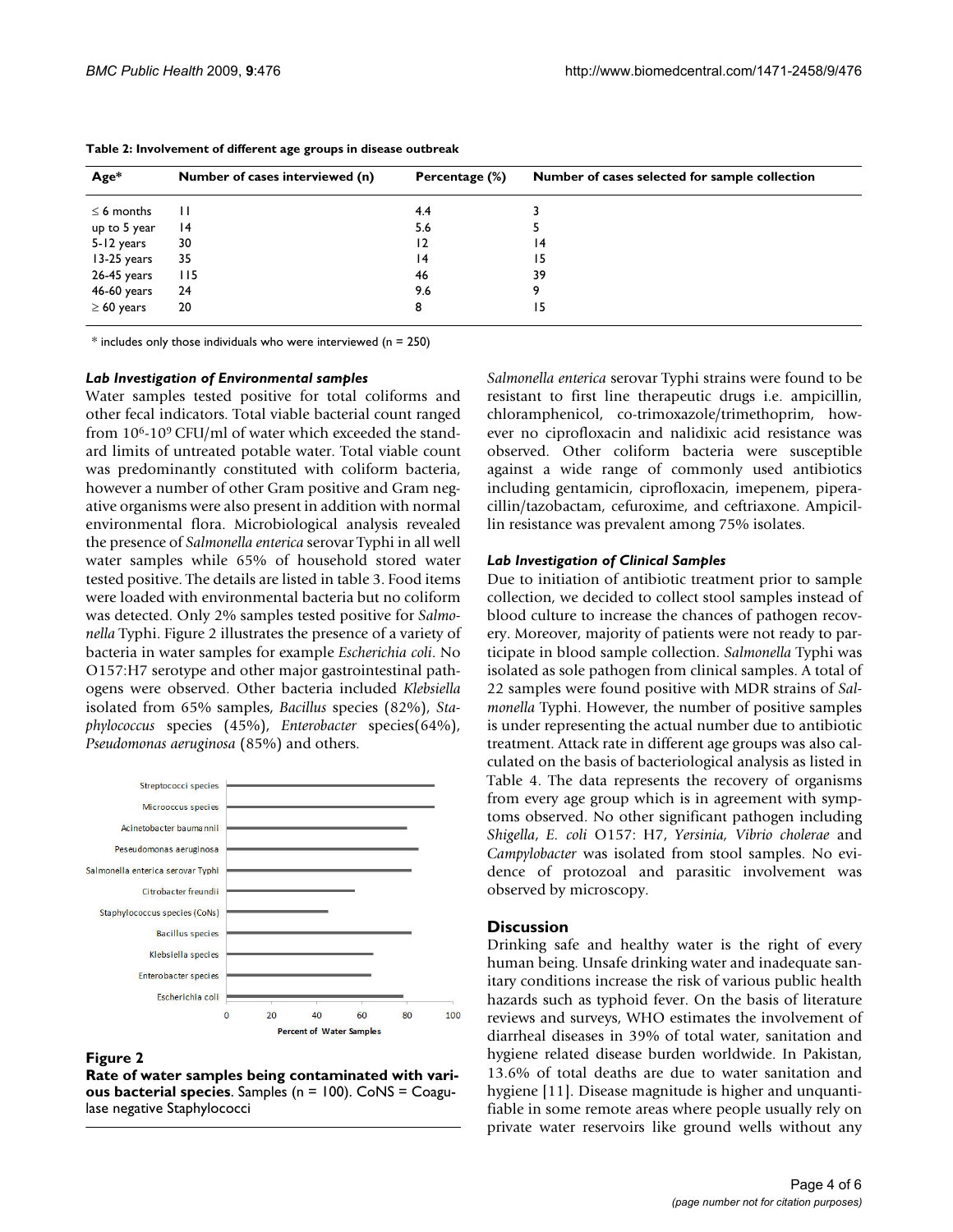**Table 2: Involvement of different age groups in disease outbreak**

| Age* | Number of cases interviewed (n) | Percentage (%) | Number of cases selected for sample collection |
|---|---|---|---|
| ≤ 6 months | 11 | 4.4 | 3 |
| up to 5 year | 14 | 5.6 | 5 |
| 5-12 years | 30 | 12 | 14 |
| 13-25 years | 35 | 14 | 15 |
| 26-45 years | 115 | 46 | 39 |
| 46-60 years | 24 | 9.6 | 9 |
| ≥ 60 years | 20 | 8 | 15 |

* includes only those individuals who were interviewed (n = 250)

### *Lab Investigation of Environmental samples*

Water samples tested positive for total coliforms and other fecal indicators. Total viable bacterial count ranged from $10^6$-$10^9$ CFU/ml of water which exceeded the standard limits of untreated potable water. Total viable count was predominantly constituted with coliform bacteria, however a number of other Gram positive and Gram negative organisms were also present in addition with normal environmental flora. Microbiological analysis revealed the presence of *Salmonella enterica* serovar Typhi in all well water samples while 65% of household stored water tested positive. The details are listed in table 3. Food items were loaded with environmental bacteria but no coliform was detected. Only 2% samples tested positive for *Salmonella* Typhi. Figure 2 illustrates the presence of a variety of bacteria in water samples for example *Escherichia coli*. No O157:H7 serotype and other major gastrointestinal pathogens were observed. Other bacteria included *Klebsiella* isolated from 65% samples, *Bacillus* species (82%), *Staphylococcus* species (45%), *Enterobacter* species(64%), *Pseudomonas aeruginosa* (85%) and others.

**Figure 2**

**Rate of water samples being contaminated with various bacterial species.** Samples (n = 100). CoNS = Coagulase negative Staphylococci

*Salmonella enterica* serovar Typhi strains were found to be resistant to first line therapeutic drugs i.e. ampicillin, chloramphenicol, co-trimoxazole/trimethoprim, however no ciprofloxacin and nalidixic acid resistance was observed. Other coliform bacteria were susceptible against a wide range of commonly used antibiotics including gentamicin, ciprofloxacin, imepenem, piperacillin/tazobactam, cefuroxime, and ceftriaxone. Ampicillin resistance was prevalent among 75% isolates.

### *Lab Investigation of Clinical Samples*

Due to initiation of antibiotic treatment prior to sample collection, we decided to collect stool samples instead of blood culture to increase the chances of pathogen recovery. Moreover, majority of patients were not ready to participate in blood sample collection. *Salmonella* Typhi was isolated as sole pathogen from clinical samples. A total of 22 samples were found positive with MDR strains of *Salmonella* Typhi. However, the number of positive samples is under representing the actual number due to antibiotic treatment. Attack rate in different age groups was also calculated on the basis of bacteriological analysis as listed in Table 4. The data represents the recovery of organisms from every age group which is in agreement with symptoms observed. No other significant pathogen including *Shigella*, *E. coli* O157: H7, *Yersinia*, *Vibrio cholerae* and *Campylobacter* was isolated from stool samples. No evidence of protozoal and parasitic involvement was observed by microscopy.

## Discussion

Drinking safe and healthy water is the right of every human being. Unsafe drinking water and inadequate sanitary conditions increase the risk of various public health hazards such as typhoid fever. On the basis of literature reviews and surveys, WHO estimates the involvement of diarrheal diseases in 39% of total water, sanitation and hygiene related disease burden worldwide. In Pakistan, 13.6% of total deaths are due to water sanitation and hygiene [11]. Disease magnitude is higher and unquantifiable in some remote areas where people usually rely on private water reservoirs like ground wells without any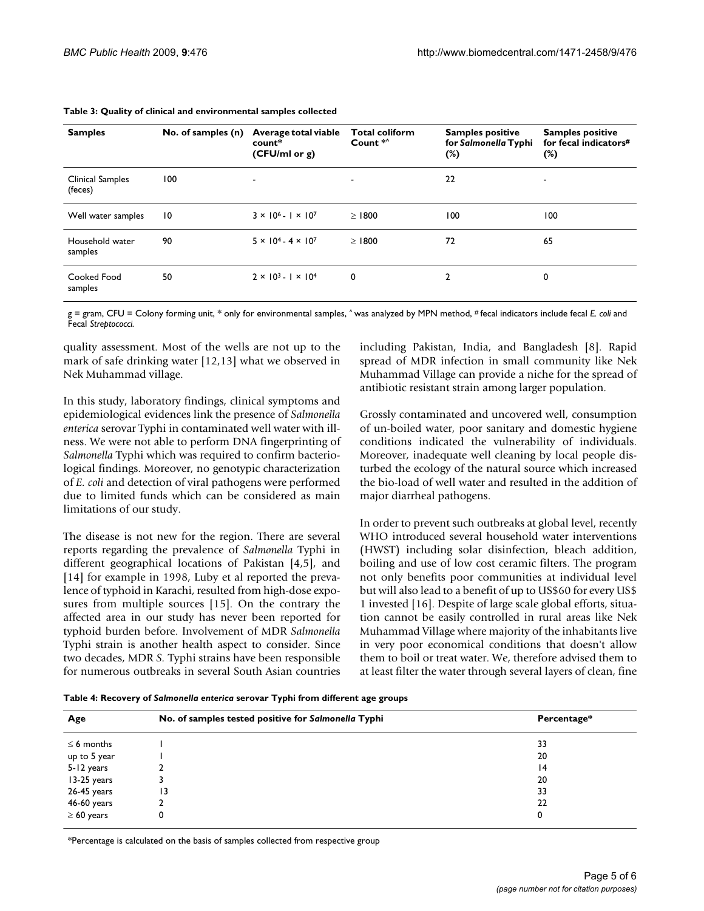**Table 3: Quality of clinical and environmental samples collected**

| Samples | No. of samples (n) | Average total viable count* (CFU/ml or g) | Total coliform Count *^ | Samples positive for *Salmonella* Typhi (%) | Samples positive for fecal indicators# (%) |
|---|---|---|---|---|---|
| Clinical Samples (feces) | 100 | - | - | 22 | - |
| Well water samples | 10 | $3 \times 10^6$ - $1 \times 10^7$ | ≥ 1800 | 100 | 100 |
| Household water samples | 90 | $5 \times 10^4$ - $4 \times 10^7$ | ≥ 1800 | 72 | 65 |
| Cooked Food samples | 50 | $2 \times 10^3$ - $1 \times 10^4$ | 0 | 2 | 0 |

g = gram, CFU = Colony forming unit, * only for environmental samples, ^ was analyzed by MPN method, # fecal indicators include fecal *E. coli* and Fecal *Streptococci.*

quality assessment. Most of the wells are not up to the mark of safe drinking water [12,13] what we observed in Nek Muhammad village.

In this study, laboratory findings, clinical symptoms and epidemiological evidences link the presence of *Salmonella enterica* serovar Typhi in contaminated well water with illness. We were not able to perform DNA fingerprinting of *Salmonella* Typhi which was required to confirm bacteriological findings. Moreover, no genotypic characterization of *E. coli* and detection of viral pathogens were performed due to limited funds which can be considered as main limitations of our study.

The disease is not new for the region. There are several reports regarding the prevalence of *Salmonella* Typhi in different geographical locations of Pakistan [4,5], and [14] for example in 1998, Luby et al reported the prevalence of typhoid in Karachi, resulted from high-dose exposures from multiple sources [15]. On the contrary the affected area in our study has never been reported for typhoid burden before. Involvement of MDR *Salmonella* Typhi strain is another health aspect to consider. Since two decades, MDR *S.* Typhi strains have been responsible for numerous outbreaks in several South Asian countries including Pakistan, India, and Bangladesh [8]. Rapid spread of MDR infection in small community like Nek Muhammad Village can provide a niche for the spread of antibiotic resistant strain among larger population.

Grossly contaminated and uncovered well, consumption of un-boiled water, poor sanitary and domestic hygiene conditions indicated the vulnerability of individuals. Moreover, inadequate well cleaning by local people disturbed the ecology of the natural source which increased the bio-load of well water and resulted in the addition of major diarrheal pathogens.

In order to prevent such outbreaks at global level, recently WHO introduced several household water interventions (HWST) including solar disinfection, bleach addition, boiling and use of low cost ceramic filters. The program not only benefits poor communities at individual level but will also lead to a benefit of up to US$60 for every US$ 1 invested [16]. Despite of large scale global efforts, situation cannot be easily controlled in rural areas like Nek Muhammad Village where majority of the inhabitants live in very poor economical conditions that doesn't allow them to boil or treat water. We, therefore advised them to at least filter the water through several layers of clean, fine

**Table 4: Recovery of *Salmonella enterica* serovar Typhi from different age groups**

| Age | No. of samples tested positive for *Salmonella* Typhi | Percentage* |
|---|---|---|
| ≤ 6 months | 1 | 33 |
| up to 5 year | 1 | 20 |
| 5-12 years | 2 | 14 |
| 13-25 years | 3 | 20 |
| 26-45 years | 13 | 33 |
| 46-60 years | 2 | 22 |
| ≥ 60 years | 0 | 0 |

*Percentage is calculated on the basis of samples collected from respective group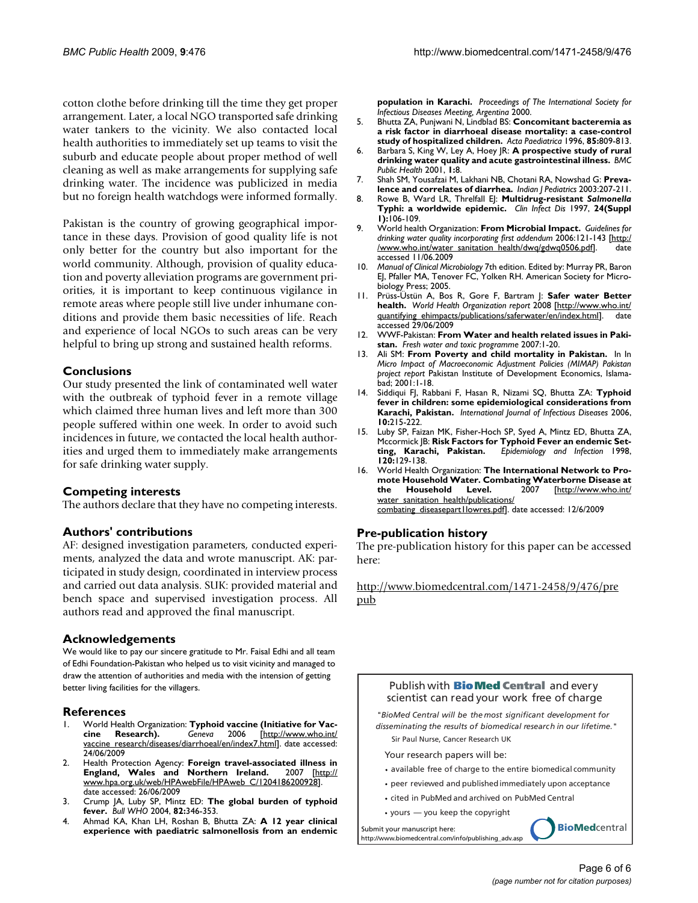cotton clothe before drinking till the time they get proper arrangement. Later, a local NGO transported safe drinking water tankers to the vicinity. We also contacted local health authorities to immediately set up teams to visit the suburb and educate people about proper method of well cleaning as well as make arrangements for supplying safe drinking water. The incidence was publicized in media but no foreign health watchdogs were informed formally.

Pakistan is the country of growing geographical importance in these days. Provision of good quality life is not only better for the country but also important for the world community. Although, provision of quality education and poverty alleviation programs are government priorities, it is important to keep continuous vigilance in remote areas where people still live under inhumane conditions and provide them basic necessities of life. Reach and experience of local NGOs to such areas can be very helpful to bring up strong and sustained health reforms.

## Conclusions

Our study presented the link of contaminated well water with the outbreak of typhoid fever in a remote village which claimed three human lives and left more than 300 people suffered within one week. In order to avoid such incidences in future, we contacted the local health authorities and urged them to immediately make arrangements for safe drinking water supply.

## Competing interests

The authors declare that they have no competing interests.

## Authors' contributions

AF: designed investigation parameters, conducted experiments, analyzed the data and wrote manuscript. AK: participated in study design, coordinated in interview process and carried out data analysis. SUK: provided material and bench space and supervised investigation process. All authors read and approved the final manuscript.

## Acknowledgements

We would like to pay our sincere gratitude to Mr. Faisal Edhi and all team of Edhi Foundation-Pakistan who helped us to visit vicinity and managed to draw the attention of authorities and media with the intension of getting better living facilities for the villagers.

## References

1. World Health Organization: **Typhoid vaccine (Initiative for Vaccine Research).** *Geneva* 2006 [http://www.who.int/vaccine_research/diseases/diarrhoeal/en/index7.html]. date accessed: 24/06/2009
2. Health Protection Agency: **Foreign travel-associated illness in England, Wales and Northern Ireland.** 2007 [http://www.hpa.org.uk/web/HPAwebFile/HPAweb_C/1204186200928]. date accessed: 26/06/2009
3. Crump JA, Luby SP, Mintz ED: **The global burden of typhoid fever.** *Bull WHO* 2004, **82:**346-353.
4. Ahmad KA, Khan LH, Roshan B, Bhutta ZA: **A 12 year clinical experience with paediatric salmonellosis from an endemic population in Karachi.** *Proceedings of The International Society for Infectious Diseases Meeting, Argentina* 2000.
5. Bhutta ZA, Punjwani N, Lindblad BS: **Concomitant bacteremia as a risk factor in diarrhoeal disease mortality: a case-control study of hospitalized children.** *Acta Paediatrica* 1996, **85:**809-813.
6. Barbara S, King W, Ley A, Hoey JR: **A prospective study of rural drinking water quality and acute gastrointestinal illness.** *BMC Public Health* 2001, **1:**8.
7. Shah SM, Yousafzai M, Lakhani NB, Chotani RA, Nowshad G: **Prevalence and correlates of diarrhea.** *Indian J Pediatrics* 2003:207-211.
8. Rowe B, Ward LR, Threlfall EJ: **Multidrug-resistant *Salmonella* Typhi: a worldwide epidemic.** *Clin Infect Dis* 1997, **24(Suppl 1):**106-109.
9. World health Organization: **From Microbial Impact.** *Guidelines for drinking water quality incorporating first addendum* 2006:121-143 [http://www.who.int/water_sanitation_health/dwq/gdwq0506.pdf]. date accessed 11/06.2009
10. *Manual of Clinical Microbiology* 7th edition. Edited by: Murray PR, Baron EJ, Pfaller MA, Tenover FC, Yolken RH. American Society for Microbiology Press; 2005.
11. Prüss-Üstün A, Bos R, Gore F, Bartram J: **Safer water Better health.** *World Health Organization report* 2008 [http://www.who.int/quantifying_ehimpacts/publications/saferwater/en/index.html]. date accessed 29/06/2009
12. WWF-Pakistan: **From Water and health related issues in Pakistan.** *Fresh water and toxic programme* 2007:1-20.
13. Ali SM: **From Poverty and child mortality in Pakistan.** In In *Micro Impact of Macroeconomic Adjustment Policies (MIMAP) Pakistan project report* Pakistan Institute of Development Economics, Islamabad; 2001:1-18.
14. Siddiqui FJ, Rabbani F, Hasan R, Nizami SQ, Bhutta ZA: **Typhoid fever in children: some epidemiological considerations from Karachi, Pakistan.** *International Journal of Infectious Diseases* 2006, **10:**215-222.
15. Luby SP, Faizan MK, Fisher-Hoch SP, Syed A, Mintz ED, Bhutta ZA, Mccormick JB: **Risk Factors for Typhoid Fever an endemic Setting, Karachi, Pakistan.** *Epidemiology and Infection* 1998, **120:**129-138.
16. World Health Organization: **The International Network to Promote Household Water. Combating Waterborne Disease at the Household Level.** 2007 [http://www.who.int/water_sanitation_health/publications/combating_diseasepart1lowres.pdf]. date accessed: 12/6/2009

## Pre-publication history

The pre-publication history for this paper can be accessed here:

http://www.biomedcentral.com/1471-2458/9/476/prepub

Publish with **BioMed Central** and every scientist can read your work free of charge

*"BioMed Central will be the most significant development for disseminating the results of biomedical research in our lifetime."*

Sir Paul Nurse, Cancer Research UK

Your research papers will be:

- available free of charge to the entire biomedical community
- peer reviewed and published immediately upon acceptance
- cited in PubMed and archived on PubMed Central
- yours — you keep the copyright

Submit your manuscript here:
http://www.biomedcentral.com/info/publishing_adv.asp

BioMedcentral